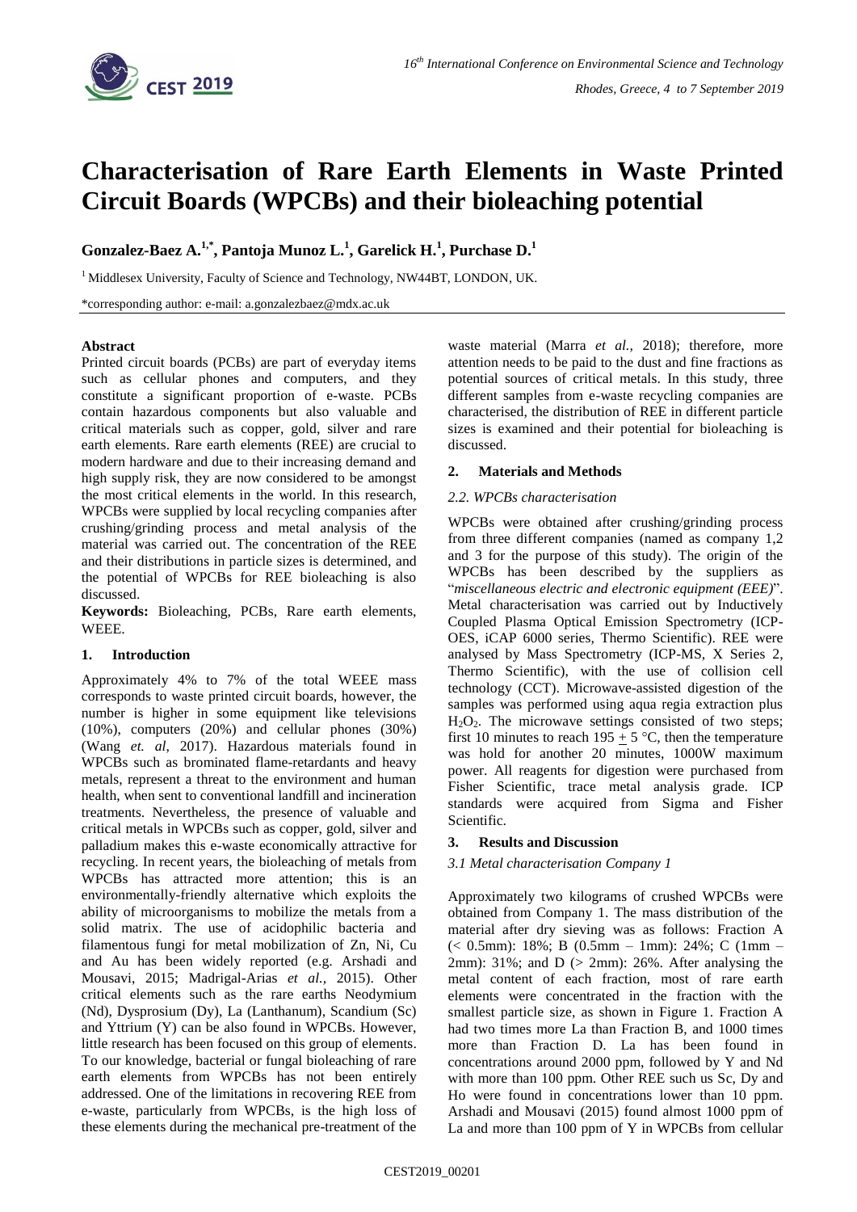# Characterisation of Rare Earth Elements in Waste Printed Circuit Boards (WPCBs) and their bioleaching potential

**Gonzalez-Baez A.[1,*], Pantoja Munoz L.[1], Garelick H.[1], Purchase D.[1]**

[1] Middlesex University, Faculty of Science and Technology, NW44BT, LONDON, UK.

*corresponding author: e-mail: a.gonzalezbaez@mdx.ac.uk

## Abstract

Printed circuit boards (PCBs) are part of everyday items such as cellular phones and computers, and they constitute a significant proportion of e-waste. PCBs contain hazardous components but also valuable and critical materials such as copper, gold, silver and rare earth elements. Rare earth elements (REE) are crucial to modern hardware and due to their increasing demand and high supply risk, they are now considered to be amongst the most critical elements in the world. In this research, WPCBs were supplied by local recycling companies after crushing/grinding process and metal analysis of the material was carried out. The concentration of the REE and their distributions in particle sizes is determined, and the potential of WPCBs for REE bioleaching is also discussed.

**Keywords:** Bioleaching, PCBs, Rare earth elements, WEEE.

## 1. Introduction

Approximately 4% to 7% of the total WEEE mass corresponds to waste printed circuit boards, however, the number is higher in some equipment like televisions (10%), computers (20%) and cellular phones (30%) (Wang *et. al*, 2017). Hazardous materials found in WPCBs such as brominated flame-retardants and heavy metals, represent a threat to the environment and human health, when sent to conventional landfill and incineration treatments. Nevertheless, the presence of valuable and critical metals in WPCBs such as copper, gold, silver and palladium makes this e-waste economically attractive for recycling. In recent years, the bioleaching of metals from WPCBs has attracted more attention; this is an environmentally-friendly alternative which exploits the ability of microorganisms to mobilize the metals from a solid matrix. The use of acidophilic bacteria and filamentous fungi for metal mobilization of Zn, Ni, Cu and Au has been widely reported (e.g. Arshadi and Mousavi, 2015; Madrigal-Arias *et al.,* 2015). Other critical elements such as the rare earths Neodymium (Nd), Dysprosium (Dy), La (Lanthanum), Scandium (Sc) and Yttrium (Y) can be also found in WPCBs. However, little research has been focused on this group of elements. To our knowledge, bacterial or fungal bioleaching of rare earth elements from WPCBs has not been entirely addressed. One of the limitations in recovering REE from e-waste, particularly from WPCBs, is the high loss of these elements during the mechanical pre-treatment of the waste material (Marra *et al.,* 2018); therefore, more attention needs to be paid to the dust and fine fractions as potential sources of critical metals. In this study, three different samples from e-waste recycling companies are characterised, the distribution of REE in different particle sizes is examined and their potential for bioleaching is discussed.

## 2. Materials and Methods

### *2.2. WPCBs characterisation*

WPCBs were obtained after crushing/grinding process from three different companies (named as company 1,2 and 3 for the purpose of this study). The origin of the WPCBs has been described by the suppliers as "*miscellaneous electric and electronic equipment (EEE)*". Metal characterisation was carried out by Inductively Coupled Plasma Optical Emission Spectrometry (ICP-OES, iCAP 6000 series, Thermo Scientific). REE were analysed by Mass Spectrometry (ICP-MS, X Series 2, Thermo Scientific), with the use of collision cell technology (CCT). Microwave-assisted digestion of the samples was performed using aqua regia extraction plus $H_2O_2$. The microwave settings consisted of two steps; first 10 minutes to reach 195 $\pm$ 5 °C, then the temperature was hold for another 20 minutes, 1000W maximum power. All reagents for digestion were purchased from Fisher Scientific, trace metal analysis grade. ICP standards were acquired from Sigma and Fisher Scientific.

## 3. Results and Discussion

### *3.1 Metal characterisation Company 1*

Approximately two kilograms of crushed WPCBs were obtained from Company 1. The mass distribution of the material after dry sieving was as follows: Fraction A (< 0.5mm): 18%; B (0.5mm – 1mm): 24%; C (1mm – 2mm): 31%; and D (> 2mm): 26%. After analysing the metal content of each fraction, most of rare earth elements were concentrated in the fraction with the smallest particle size, as shown in Figure 1. Fraction A had two times more La than Fraction B, and 1000 times more than Fraction D. La has been found in concentrations around 2000 ppm, followed by Y and Nd with more than 100 ppm. Other REE such us Sc, Dy and Ho were found in concentrations lower than 10 ppm. Arshadi and Mousavi (2015) found almost 1000 ppm of La and more than 100 ppm of Y in WPCBs from cellular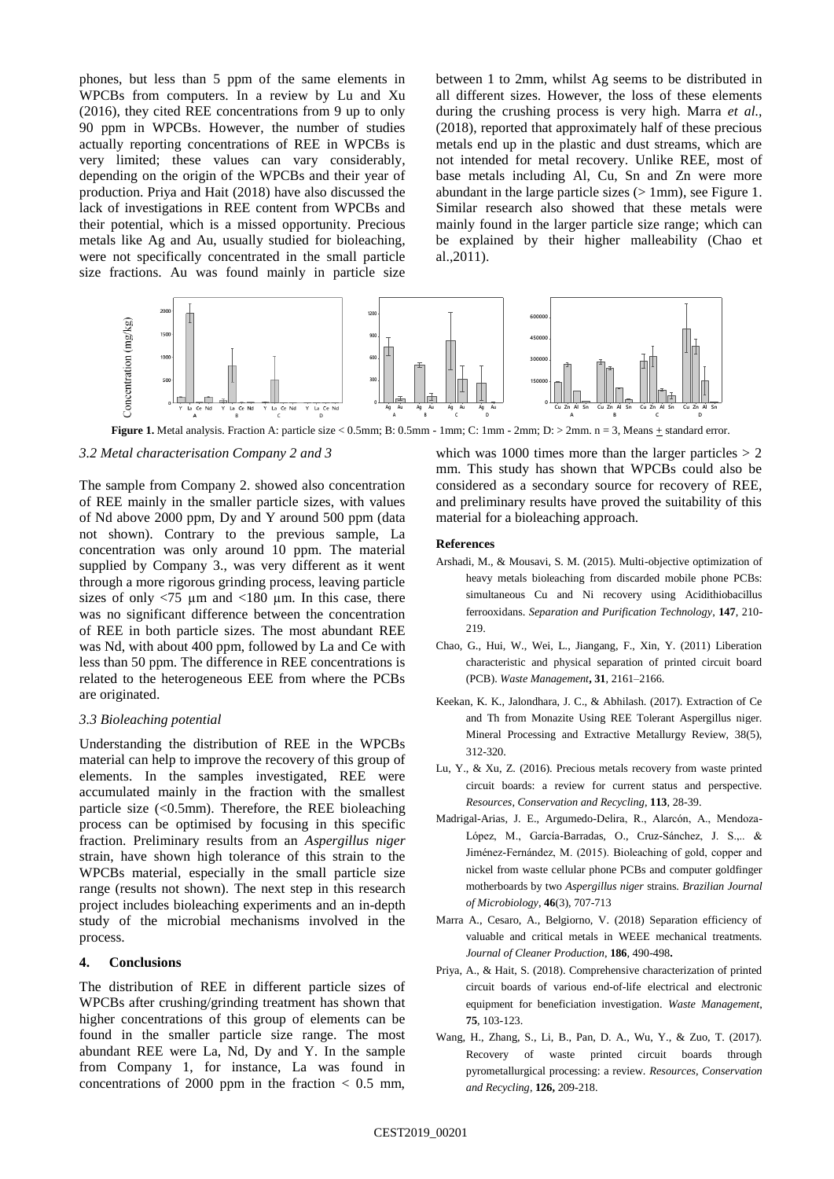phones, but less than 5 ppm of the same elements in WPCBs from computers. In a review by Lu and Xu (2016), they cited REE concentrations from 9 up to only 90 ppm in WPCBs. However, the number of studies actually reporting concentrations of REE in WPCBs is very limited; these values can vary considerably, depending on the origin of the WPCBs and their year of production. Priya and Hait (2018) have also discussed the lack of investigations in REE content from WPCBs and their potential, which is a missed opportunity. Precious metals like Ag and Au, usually studied for bioleaching, were not specifically concentrated in the small particle size fractions. Au was found mainly in particle size between 1 to 2mm, whilst Ag seems to be distributed in all different sizes. However, the loss of these elements during the crushing process is very high. Marra *et al.*, (2018), reported that approximately half of these precious metals end up in the plastic and dust streams, which are not intended for metal recovery. Unlike REE, most of base metals including Al, Cu, Sn and Zn were more abundant in the large particle sizes (> 1mm), see Figure 1. Similar research also showed that these metals were mainly found in the larger particle size range; which can be explained by their higher malleability (Chao et al.,2011).

Concentration (mg/kg)

2000
1500
1000
500
0
Y La Ce Nd Y La Ce Nd Y La Ce Nd Y La Ce Nd
A B C D

1200
900
600
300
0
Ag Au Ag Au Ag Au Ag Au
A B C D

600000
450000
300000
150000
0
Cu Zn Al Sn Cu Zn Al Sn Cu Zn Al Sn Cu Zn Al Sn
A B C D

**Figure 1.** Metal analysis. Fraction A: particle size < 0.5mm; B: 0.5mm - 1mm; C: 1mm - 2mm; D: > 2mm. n = 3, Means ± standard error.

### *3.2 Metal characterisation Company 2 and 3*

The sample from Company 2. showed also concentration of REE mainly in the smaller particle sizes, with values of Nd above 2000 ppm, Dy and Y around 500 ppm (data not shown). Contrary to the previous sample, La concentration was only around 10 ppm. The material supplied by Company 3., was very different as it went through a more rigorous grinding process, leaving particle sizes of only <75 µm and <180 µm. In this case, there was no significant difference between the concentration of REE in both particle sizes. The most abundant REE was Nd, with about 400 ppm, followed by La and Ce with less than 50 ppm. The difference in REE concentrations is related to the heterogeneous EEE from where the PCBs are originated.

### *3.3 Bioleaching potential*

Understanding the distribution of REE in the WPCBs material can help to improve the recovery of this group of elements. In the samples investigated, REE were accumulated mainly in the fraction with the smallest particle size (<0.5mm). Therefore, the REE bioleaching process can be optimised by focusing in this specific fraction. Preliminary results from an *Aspergillus niger* strain, have shown high tolerance of this strain to the WPCBs material, especially in the small particle size range (results not shown). The next step in this research project includes bioleaching experiments and an in-depth study of the microbial mechanisms involved in the process.

## 4. Conclusions

The distribution of REE in different particle sizes of WPCBs after crushing/grinding treatment has shown that higher concentrations of this group of elements can be found in the smaller particle size range. The most abundant REE were La, Nd, Dy and Y. In the sample from Company 1, for instance, La was found in concentrations of 2000 ppm in the fraction < 0.5 mm, which was 1000 times more than the larger particles > 2 mm. This study has shown that WPCBs could also be considered as a secondary source for recovery of REE, and preliminary results have proved the suitability of this material for a bioleaching approach.

#### References

Arshadi, M., & Mousavi, S. M. (2015). Multi-objective optimization of heavy metals bioleaching from discarded mobile phone PCBs: simultaneous Cu and Ni recovery using Acidithiobacillus ferrooxidans. *Separation and Purification Technology*, **147**, 210-219.

Chao, G., Hui, W., Wei, L., Jiangang, F., Xin, Y. (2011) Liberation characteristic and physical separation of printed circuit board (PCB). *Waste Management***, 31**, 2161–2166.

Keekan, K. K., Jalondhara, J. C., & Abhilash. (2017). Extraction of Ce and Th from Monazite Using REE Tolerant Aspergillus niger. Mineral Processing and Extractive Metallurgy Review, 38(5), 312-320.

Lu, Y., & Xu, Z. (2016). Precious metals recovery from waste printed circuit boards: a review for current status and perspective. *Resources, Conservation and Recycling*, **113**, 28-39.

Madrigal-Arias, J. E., Argumedo-Delira, R., Alarcón, A., Mendoza-López, M., García-Barradas, O., Cruz-Sánchez, J. S.,.. & Jiménez-Fernández, M. (2015). Bioleaching of gold, copper and nickel from waste cellular phone PCBs and computer goldfinger motherboards by two *Aspergillus niger* strains. *Brazilian Journal of Microbiology*, **46**(3), 707-713

Marra A., Cesaro, A., Belgiorno, V. (2018) Separation efficiency of valuable and critical metals in WEEE mechanical treatments. *Journal of Cleaner Production*, **186**, 490-498**.**

Priya, A., & Hait, S. (2018). Comprehensive characterization of printed circuit boards of various end-of-life electrical and electronic equipment for beneficiation investigation. *Waste Management*, **75**, 103-123.

Wang, H., Zhang, S., Li, B., Pan, D. A., Wu, Y., & Zuo, T. (2017). Recovery of waste printed circuit boards through pyrometallurgical processing: a review. *Resources, Conservation and Recycling*, **126,** 209-218.